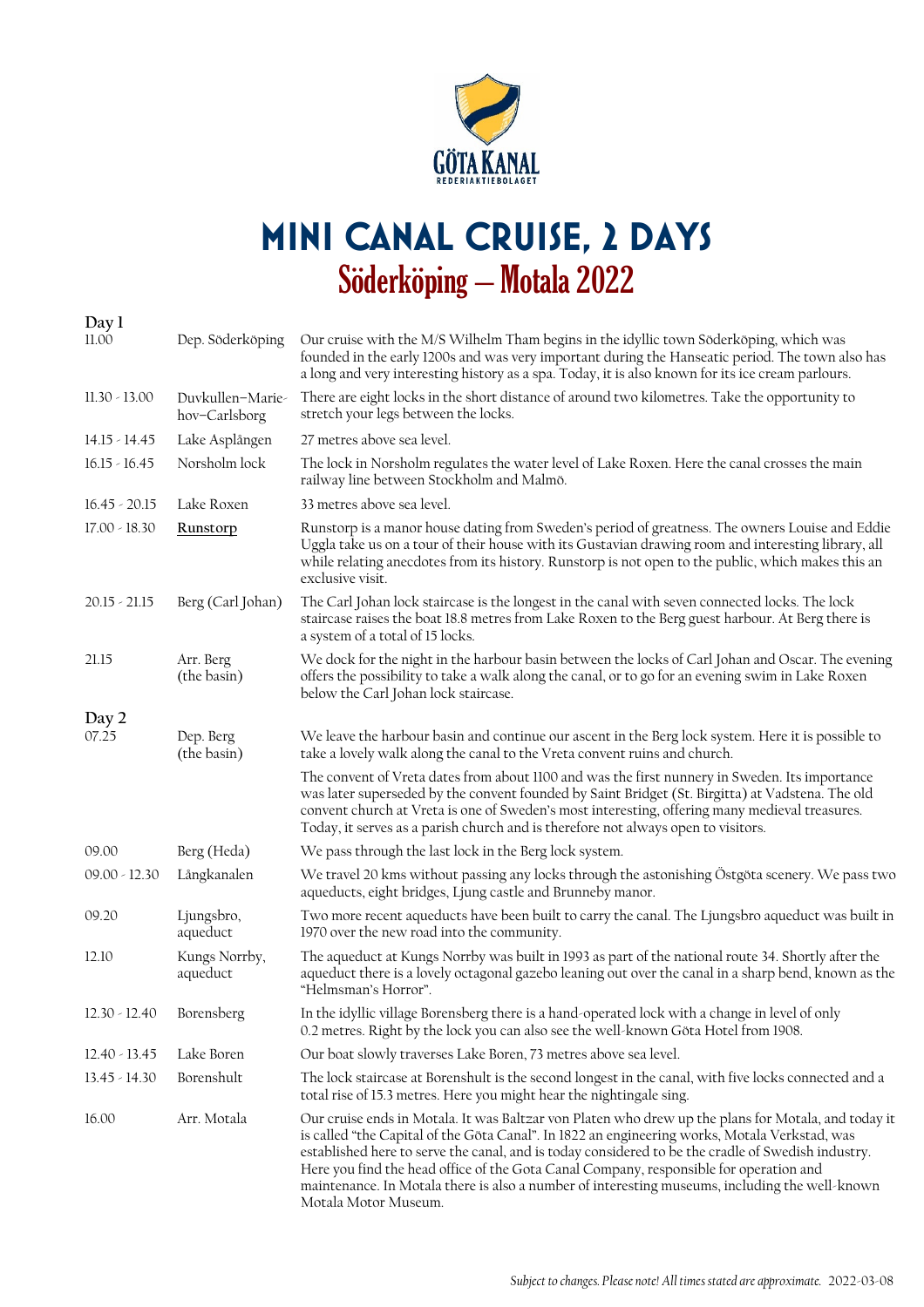GÖTA KANAL
REDERIAKTIEBOLAGET

# MINI CANAL CRUISE, 2 DAYS

## Söderköping – Motala 2022

**Day 1**

| | | |
|---|---|---|
| 11.00 | Dep. Söderköping | Our cruise with the M/S Wilhelm Tham begins in the idyllic town Söderköping, which was founded in the early 1200s and was very important during the Hanseatic period. The town also has a long and very interesting history as a spa. Today, it is also known for its ice cream parlours. |
| 11.30 - 13.00 | Duvkullen–Marie-hov–Carlsborg | There are eight locks in the short distance of around two kilometres. Take the opportunity to stretch your legs between the locks. |
| 14.15 - 14.45 | Lake Asplången | 27 metres above sea level. |
| 16.15 - 16.45 | Norsholm lock | The lock in Norsholm regulates the water level of Lake Roxen. Here the canal crosses the main railway line between Stockholm and Malmö. |
| 16.45 - 20.15 | Lake Roxen | 33 metres above sea level. |
| 17.00 - 18.30 | Runstorp | Runstorp is a manor house dating from Sweden's period of greatness. The owners Louise and Eddie Uggla take us on a tour of their house with its Gustavian drawing room and interesting library, all while relating anecdotes from its history. Runstorp is not open to the public, which makes this an exclusive visit. |
| 20.15 - 21.15 | Berg (Carl Johan) | The Carl Johan lock staircase is the longest in the canal with seven connected locks. The lock staircase raises the boat 18.8 metres from Lake Roxen to the Berg guest harbour. At Berg there is a system of a total of 15 locks. |
| 21.15 | Arr. Berg (the basin) | We dock for the night in the harbour basin between the locks of Carl Johan and Oscar. The evening offers the possibility to take a walk along the canal, or to go for an evening swim in Lake Roxen below the Carl Johan lock staircase. |

**Day 2**

| | | |
|---|---|---|
| 07.25 | Dep. Berg (the basin) | We leave the harbour basin and continue our ascent in the Berg lock system. Here it is possible to take a lovely walk along the canal to the Vreta convent ruins and church.<br><br>The convent of Vreta dates from about 1100 and was the first nunnery in Sweden. Its importance was later superseded by the convent founded by Saint Bridget (St. Birgitta) at Vadstena. The old convent church at Vreta is one of Sweden's most interesting, offering many medieval treasures. Today, it serves as a parish church and is therefore not always open to visitors. |
| 09.00 | Berg (Heda) | We pass through the last lock in the Berg lock system. |
| 09.00 - 12.30 | Långkanalen | We travel 20 kms without passing any locks through the astonishing Östgöta scenery. We pass two aqueducts, eight bridges, Ljung castle and Brunneby manor. |
| 09.20 | Ljungsbro, aqueduct | Two more recent aqueducts have been built to carry the canal. The Ljungsbro aqueduct was built in 1970 over the new road into the community. |
| 12.10 | Kungs Norrby, aqueduct | The aqueduct at Kungs Norrby was built in 1993 as part of the national route 34. Shortly after the aqueduct there is a lovely octagonal gazebo leaning out over the canal in a sharp bend, known as the "Helmsman's Horror". |
| 12.30 - 12.40 | Borensberg | In the idyllic village Borensberg there is a hand-operated lock with a change in level of only 0.2 metres. Right by the lock you can also see the well-known Göta Hotel from 1908. |
| 12.40 - 13.45 | Lake Boren | Our boat slowly traverses Lake Boren, 73 metres above sea level. |
| 13.45 - 14.30 | Borenshult | The lock staircase at Borenshult is the second longest in the canal, with five locks connected and a total rise of 15.3 metres. Here you might hear the nightingale sing. |
| 16.00 | Arr. Motala | Our cruise ends in Motala. It was Baltzar von Platen who drew up the plans for Motala, and today it is called "the Capital of the Göta Canal". In 1822 an engineering works, Motala Verkstad, was established here to serve the canal, and is today considered to be the cradle of Swedish industry. Here you find the head office of the Gota Canal Company, responsible for operation and maintenance. In Motala there is also a number of interesting museums, including the well-known Motala Motor Museum. |

*Subject to changes. Please note! All times stated are approximate.* 2022-03-08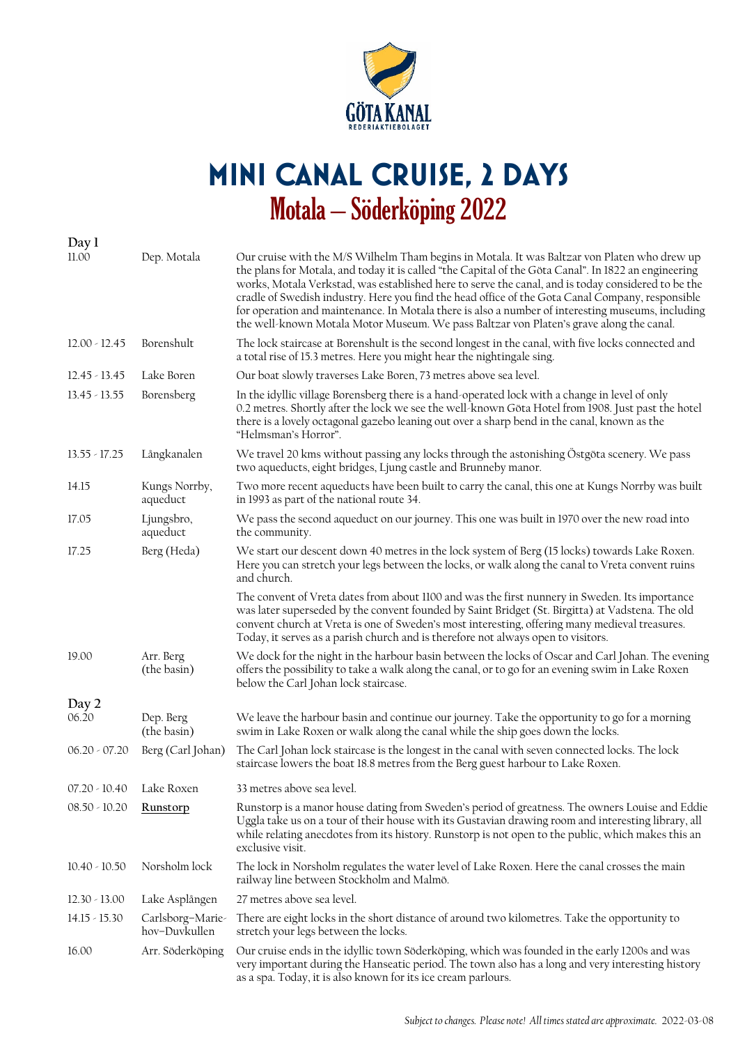GÖTA KANAL
REDERIAKTIEBOLAGET

# MINI CANAL CRUISE, 2 DAYS

## Motala – Söderköping 2022

| | | |
|---|---|---|
| **Day 1** | | |
| 11.00 | Dep. Motala | Our cruise with the M/S Wilhelm Tham begins in Motala. It was Baltzar von Platen who drew up the plans for Motala, and today it is called "the Capital of the Göta Canal". In 1822 an engineering works, Motala Verkstad, was established here to serve the canal, and is today considered to be the cradle of Swedish industry. Here you find the head office of the Gota Canal Company, responsible for operation and maintenance. In Motala there is also a number of interesting museums, including the well-known Motala Motor Museum. We pass Baltzar von Platen's grave along the canal. |
| 12.00 - 12.45 | Borenshult | The lock staircase at Borenshult is the second longest in the canal, with five locks connected and a total rise of 15.3 metres. Here you might hear the nightingale sing. |
| 12.45 - 13.45 | Lake Boren | Our boat slowly traverses Lake Boren, 73 metres above sea level. |
| 13.45 - 13.55 | Borensberg | In the idyllic village Borensberg there is a hand-operated lock with a change in level of only 0.2 metres. Shortly after the lock we see the well-known Göta Hotel from 1908. Just past the hotel there is a lovely octagonal gazebo leaning out over a sharp bend in the canal, known as the "Helmsman's Horror". |
| 13.55 - 17.25 | Långkanalen | We travel 20 kms without passing any locks through the astonishing Östgöta scenery. We pass two aqueducts, eight bridges, Ljung castle and Brunneby manor. |
| 14.15 | Kungs Norrby, aqueduct | Two more recent aqueducts have been built to carry the canal, this one at Kungs Norrby was built in 1993 as part of the national route 34. |
| 17.05 | Ljungsbro, aqueduct | We pass the second aqueduct on our journey. This one was built in 1970 over the new road into the community. |
| 17.25 | Berg (Heda) | We start our descent down 40 metres in the lock system of Berg (15 locks) towards Lake Roxen. Here you can stretch your legs between the locks, or walk along the canal to Vreta convent ruins and church. <br><br> The convent of Vreta dates from about 1100 and was the first nunnery in Sweden. Its importance was later superseded by the convent founded by Saint Bridget (St. Birgitta) at Vadstena. The old convent church at Vreta is one of Sweden's most interesting, offering many medieval treasures. Today, it serves as a parish church and is therefore not always open to visitors. |
| 19.00 | Arr. Berg (the basin) | We dock for the night in the harbour basin between the locks of Oscar and Carl Johan. The evening offers the possibility to take a walk along the canal, or to go for an evening swim in Lake Roxen below the Carl Johan lock staircase. |
| **Day 2** | | |
| 06.20 | Dep. Berg (the basin) | We leave the harbour basin and continue our journey. Take the opportunity to go for a morning swim in Lake Roxen or walk along the canal while the ship goes down the locks. |
| 06.20 - 07.20 | Berg (Carl Johan) | The Carl Johan lock staircase is the longest in the canal with seven connected locks. The lock staircase lowers the boat 18.8 metres from the Berg guest harbour to Lake Roxen. |
| 07.20 - 10.40 | Lake Roxen | 33 metres above sea level. |
| 08.50 - 10.20 | Runstorp | Runstorp is a manor house dating from Sweden's period of greatness. The owners Louise and Eddie Uggla take us on a tour of their house with its Gustavian drawing room and interesting library, all while relating anecdotes from its history. Runstorp is not open to the public, which makes this an exclusive visit. |
| 10.40 - 10.50 | Norsholm lock | The lock in Norsholm regulates the water level of Lake Roxen. Here the canal crosses the main railway line between Stockholm and Malmö. |
| 12.30 - 13.00 | Lake Asplången | 27 metres above sea level. |
| 14.15 - 15.30 | Carlsborg–Mariehov–Duvkullen | There are eight locks in the short distance of around two kilometres. Take the opportunity to stretch your legs between the locks. |
| 16.00 | Arr. Söderköping | Our cruise ends in the idyllic town Söderköping, which was founded in the early 1200s and was very important during the Hanseatic period. The town also has a long and very interesting history as a spa. Today, it is also known for its ice cream parlours. |

*Subject to changes. Please note! All times stated are approximate.* 2022-03-08